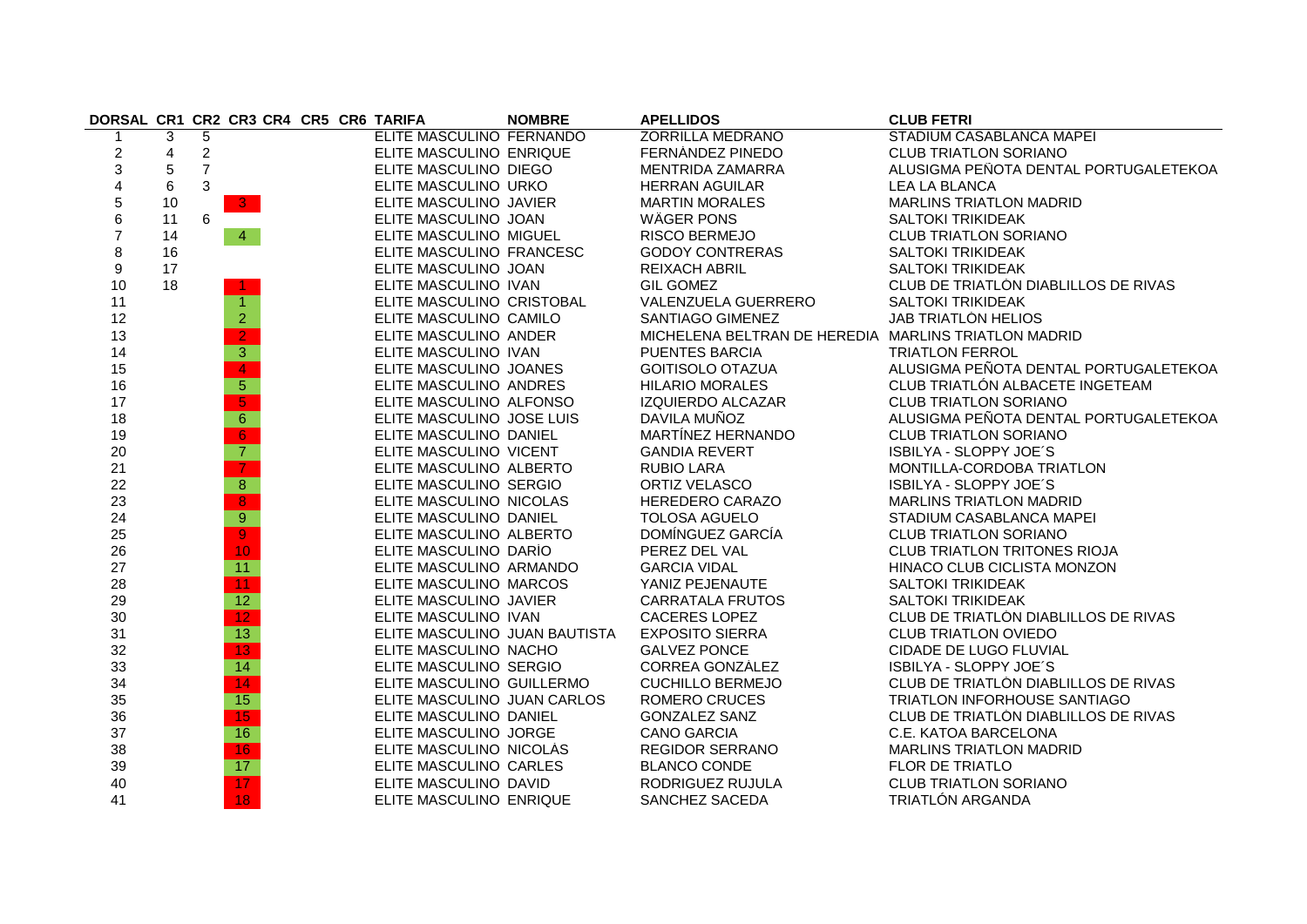| DORSAL | CR1 | CR2 | CR3 | CR4 | CR5 | CR6 | TARIFA | NOMBRE | APELLIDOS | CLUB FETRI |
|---|---|---|---|---|---|---|---|---|---|---|
| 1 | 3 | 5 | | | | | ELITE MASCULINO | FERNANDO | ZORRILLA MEDRANO | STADIUM CASABLANCA MAPEI |
| 2 | 4 | 2 | | | | | ELITE MASCULINO | ENRIQUE | FERNÁNDEZ PINEDO | CLUB TRIATLON SORIANO |
| 3 | 5 | 7 | | | | | ELITE MASCULINO | DIEGO | MENTRIDA ZAMARRA | ALUSIGMA PEÑOTA DENTAL PORTUGALETEKOA |
| 4 | 6 | 3 | | | | | ELITE MASCULINO | URKO | HERRAN AGUILAR | LEA LA BLANCA |
| 5 | 10 | | 3 | | | | ELITE MASCULINO | JAVIER | MARTIN MORALES | MARLINS TRIATLON MADRID |
| 6 | 11 | 6 | | | | | ELITE MASCULINO | JOAN | WÄGER PONS | SALTOKI TRIKIDEAK |
| 7 | 14 | | 4 | | | | ELITE MASCULINO | MIGUEL | RISCO BERMEJO | CLUB TRIATLON SORIANO |
| 8 | 16 | | | | | | ELITE MASCULINO | FRANCESC | GODOY CONTRERAS | SALTOKI TRIKIDEAK |
| 9 | 17 | | | | | | ELITE MASCULINO | JOAN | REIXACH ABRIL | SALTOKI TRIKIDEAK |
| 10 | 18 | | 1 | | | | ELITE MASCULINO | IVAN | GIL GOMEZ | CLUB DE TRIATLÒN DIABLILLOS DE RIVAS |
| 11 | | | 1 | | | | ELITE MASCULINO | CRISTOBAL | VALENZUELA GUERRERO | SALTOKI TRIKIDEAK |
| 12 | | | 2 | | | | ELITE MASCULINO | CAMILO | SANTIAGO GIMENEZ | JAB TRIATLÒN HELIOS |
| 13 | | | 2 | | | | ELITE MASCULINO | ANDER | MICHELENA BELTRAN DE HEREDIA | MARLINS TRIATLON MADRID |
| 14 | | | 3 | | | | ELITE MASCULINO | IVAN | PUENTES BARCIA | TRIATLON FERROL |
| 15 | | | 4 | | | | ELITE MASCULINO | JOANES | GOITISOLO OTAZUA | ALUSIGMA PEÑOTA DENTAL PORTUGALETEKOA |
| 16 | | | 5 | | | | ELITE MASCULINO | ANDRES | HILARIO MORALES | CLUB TRIATLÓN ALBACETE INGETEAM |
| 17 | | | 5 | | | | ELITE MASCULINO | ALFONSO | IZQUIERDO ALCAZAR | CLUB TRIATLON SORIANO |
| 18 | | | 6 | | | | ELITE MASCULINO | JOSE LUIS | DAVILA MUÑOZ | ALUSIGMA PEÑOTA DENTAL PORTUGALETEKOA |
| 19 | | | 6 | | | | ELITE MASCULINO | DANIEL | MARTÍNEZ HERNANDO | CLUB TRIATLON SORIANO |
| 20 | | | 7 | | | | ELITE MASCULINO | VICENT | GANDIA REVERT | ISBILYA - SLOPPY JOE´S |
| 21 | | | 7 | | | | ELITE MASCULINO | ALBERTO | RUBIO LARA | MONTILLA-CORDOBA TRIATLON |
| 22 | | | 8 | | | | ELITE MASCULINO | SERGIO | ORTIZ VELASCO | ISBILYA - SLOPPY JOE´S |
| 23 | | | 8 | | | | ELITE MASCULINO | NICOLAS | HEREDERO CARAZO | MARLINS TRIATLON MADRID |
| 24 | | | 9 | | | | ELITE MASCULINO | DANIEL | TOLOSA AGUELO | STADIUM CASABLANCA MAPEI |
| 25 | | | 9 | | | | ELITE MASCULINO | ALBERTO | DOMÍNGUEZ GARCÍA | CLUB TRIATLON SORIANO |
| 26 | | | 10 | | | | ELITE MASCULINO | DARÍO | PEREZ DEL VAL | CLUB TRIATLON TRITONES RIOJA |
| 27 | | | 11 | | | | ELITE MASCULINO | ARMANDO | GARCIA VIDAL | HINACO CLUB CICLISTA MONZON |
| 28 | | | 11 | | | | ELITE MASCULINO | MARCOS | YANIZ PEJENAUTE | SALTOKI TRIKIDEAK |
| 29 | | | 12 | | | | ELITE MASCULINO | JAVIER | CARRATALA FRUTOS | SALTOKI TRIKIDEAK |
| 30 | | | 12 | | | | ELITE MASCULINO | IVAN | CACERES LOPEZ | CLUB DE TRIATLÒN DIABLILLOS DE RIVAS |
| 31 | | | 13 | | | | ELITE MASCULINO | JUAN BAUTISTA | EXPOSITO SIERRA | CLUB TRIATLON OVIEDO |
| 32 | | | 13 | | | | ELITE MASCULINO | NACHO | GALVEZ PONCE | CIDADE DE LUGO FLUVIAL |
| 33 | | | 14 | | | | ELITE MASCULINO | SERGIO | CORREA GONZÁLEZ | ISBILYA - SLOPPY JOE´S |
| 34 | | | 14 | | | | ELITE MASCULINO | GUILLERMO | CUCHILLO BERMEJO | CLUB DE TRIATLÒN DIABLILLOS DE RIVAS |
| 35 | | | 15 | | | | ELITE MASCULINO | JUAN CARLOS | ROMERO CRUCES | TRIATLON INFORHOUSE SANTIAGO |
| 36 | | | 15 | | | | ELITE MASCULINO | DANIEL | GONZALEZ SANZ | CLUB DE TRIATLÒN DIABLILLOS DE RIVAS |
| 37 | | | 16 | | | | ELITE MASCULINO | JORGE | CANO GARCIA | C.E. KATOA BARCELONA |
| 38 | | | 16 | | | | ELITE MASCULINO | NICOLÁS | REGIDOR SERRANO | MARLINS TRIATLON MADRID |
| 39 | | | 17 | | | | ELITE MASCULINO | CARLES | BLANCO CONDE | FLOR DE TRIATLO |
| 40 | | | 17 | | | | ELITE MASCULINO | DAVID | RODRIGUEZ RUJULA | CLUB TRIATLON SORIANO |
| 41 | | | 18 | | | | ELITE MASCULINO | ENRIQUE | SANCHEZ SACEDA | TRIATLÓN ARGANDA |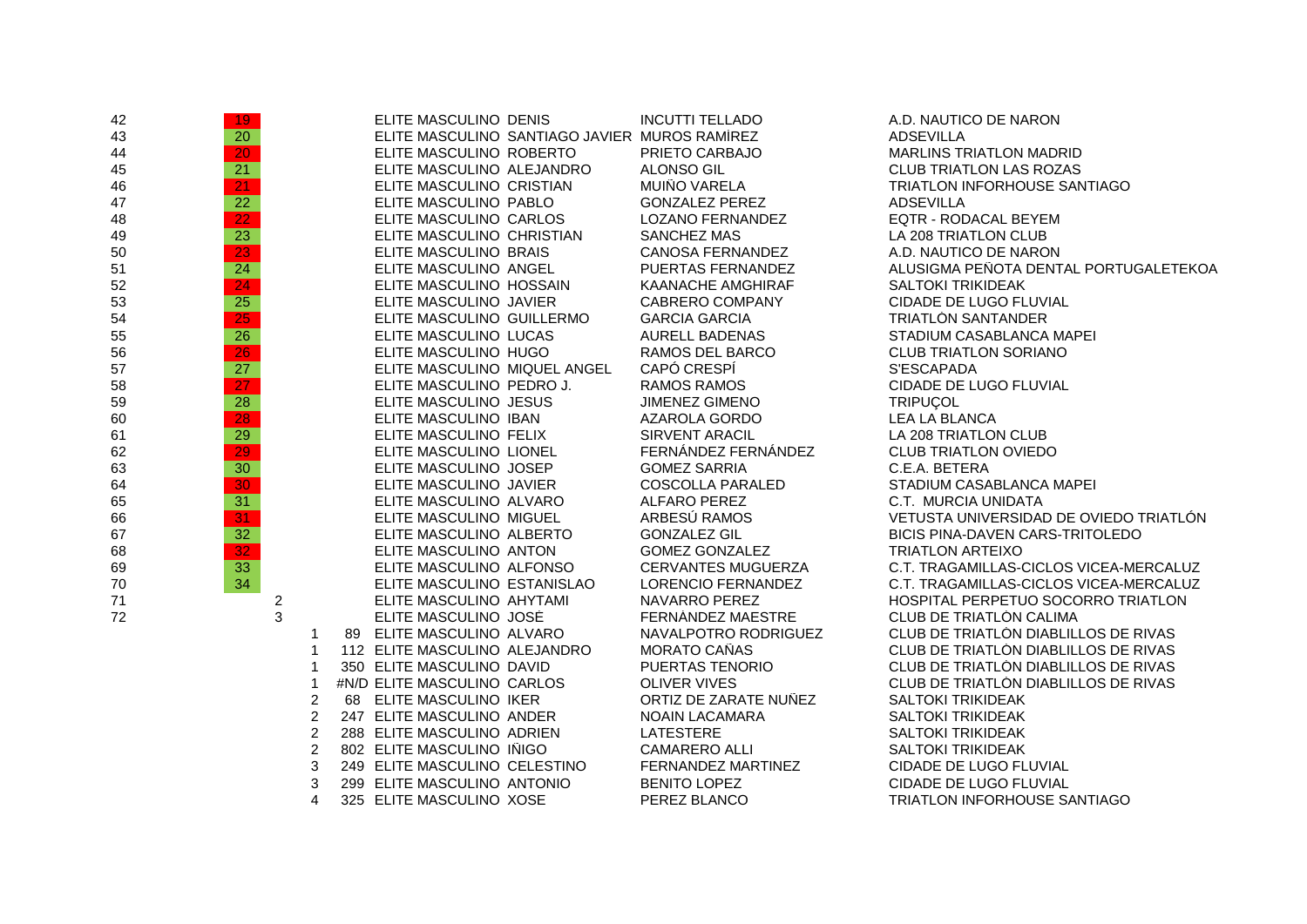| | | | | | | | | |
|---|---|---|---|---|---|---|---|---|
| 42 | 19 | | | | ELITE MASCULINO | DENIS | INCUTTI TELLADO | A.D. NAUTICO DE NARON |
| 43 | 20 | | | | ELITE MASCULINO | SANTIAGO JAVIER | MUROS RAMÍREZ | ADSEVILLA |
| 44 | 20 | | | | ELITE MASCULINO | ROBERTO | PRIETO CARBAJO | MARLINS TRIATLON MADRID |
| 45 | 21 | | | | ELITE MASCULINO | ALEJANDRO | ALONSO GIL | CLUB TRIATLON LAS ROZAS |
| 46 | 21 | | | | ELITE MASCULINO | CRISTIAN | MUIÑO VARELA | TRIATLON INFORHOUSE SANTIAGO |
| 47 | 22 | | | | ELITE MASCULINO | PABLO | GONZALEZ PEREZ | ADSEVILLA |
| 48 | 22 | | | | ELITE MASCULINO | CARLOS | LOZANO FERNANDEZ | EQTR - RODACAL BEYEM |
| 49 | 23 | | | | ELITE MASCULINO | CHRISTIAN | SANCHEZ MAS | LA 208 TRIATLON CLUB |
| 50 | 23 | | | | ELITE MASCULINO | BRAIS | CANOSA FERNANDEZ | A.D. NAUTICO DE NARON |
| 51 | 24 | | | | ELITE MASCULINO | ANGEL | PUERTAS FERNANDEZ | ALUSIGMA PEÑOTA DENTAL PORTUGALETEKOA |
| 52 | 24 | | | | ELITE MASCULINO | HOSSAIN | KAANACHE AMGHIRAF | SALTOKI TRIKIDEAK |
| 53 | 25 | | | | ELITE MASCULINO | JAVIER | CABRERO COMPANY | CIDADE DE LUGO FLUVIAL |
| 54 | 25 | | | | ELITE MASCULINO | GUILLERMO | GARCIA GARCIA | TRIATLÒN SANTANDER |
| 55 | 26 | | | | ELITE MASCULINO | LUCAS | AURELL BADENAS | STADIUM CASABLANCA MAPEI |
| 56 | 26 | | | | ELITE MASCULINO | HUGO | RAMOS DEL BARCO | CLUB TRIATLON SORIANO |
| 57 | 27 | | | | ELITE MASCULINO | MIQUEL ANGEL | CAPÓ CRESPÍ | S'ESCAPADA |
| 58 | 27 | | | | ELITE MASCULINO | PEDRO J. | RAMOS RAMOS | CIDADE DE LUGO FLUVIAL |
| 59 | 28 | | | | ELITE MASCULINO | JESUS | JIMENEZ GIMENO | TRIPUÇOL |
| 60 | 28 | | | | ELITE MASCULINO | IBAN | AZAROLA GORDO | LEA LA BLANCA |
| 61 | 29 | | | | ELITE MASCULINO | FELIX | SIRVENT ARACIL | LA 208 TRIATLON CLUB |
| 62 | 29 | | | | ELITE MASCULINO | LIONEL | FERNÁNDEZ FERNÁNDEZ | CLUB TRIATLON OVIEDO |
| 63 | 30 | | | | ELITE MASCULINO | JOSEP | GOMEZ SARRIA | C.E.A. BETERA |
| 64 | 30 | | | | ELITE MASCULINO | JAVIER | COSCOLLA PARALED | STADIUM CASABLANCA MAPEI |
| 65 | 31 | | | | ELITE MASCULINO | ALVARO | ALFARO PEREZ | C.T. MURCIA UNIDATA |
| 66 | 31 | | | | ELITE MASCULINO | MIGUEL | ARBESÚ RAMOS | VETUSTA UNIVERSIDAD DE OVIEDO TRIATLÓN |
| 67 | 32 | | | | ELITE MASCULINO | ALBERTO | GONZALEZ GIL | BICIS PINA-DAVEN CARS-TRITOLEDO |
| 68 | 32 | | | | ELITE MASCULINO | ANTON | GOMEZ GONZALEZ | TRIATLON ARTEIXO |
| 69 | 33 | | | | ELITE MASCULINO | ALFONSO | CERVANTES MUGUERZA | C.T. TRAGAMILLAS-CICLOS VICEA-MERCALUZ |
| 70 | 34 | | | | ELITE MASCULINO | ESTANISLAO | LORENCIO FERNANDEZ | C.T. TRAGAMILLAS-CICLOS VICEA-MERCALUZ |
| 71 | | 2 | | | ELITE MASCULINO | AHYTAMI | NAVARRO PEREZ | HOSPITAL PERPETUO SOCORRO TRIATLON |
| 72 | | 3 | | | ELITE MASCULINO | JOSÉ | FERNÀNDEZ MAESTRE | CLUB DE TRIATLÓN CALIMA |
| | | | 1 | 89 | ELITE MASCULINO | ALVARO | NAVALPOTRO RODRIGUEZ | CLUB DE TRIATLÒN DIABLILLOS DE RIVAS |
| | | | 1 | 112 | ELITE MASCULINO | ALEJANDRO | MORATO CAÑAS | CLUB DE TRIATLÒN DIABLILLOS DE RIVAS |
| | | | 1 | 350 | ELITE MASCULINO | DAVID | PUERTAS TENORIO | CLUB DE TRIATLÒN DIABLILLOS DE RIVAS |
| | | | 1 | #N/D | ELITE MASCULINO | CARLOS | OLIVER VIVES | CLUB DE TRIATLÒN DIABLILLOS DE RIVAS |
| | | | 2 | 68 | ELITE MASCULINO | IKER | ORTIZ DE ZARATE NUÑEZ | SALTOKI TRIKIDEAK |
| | | | 2 | 247 | ELITE MASCULINO | ANDER | NOAIN LACAMARA | SALTOKI TRIKIDEAK |
| | | | 2 | 288 | ELITE MASCULINO | ADRIEN | LATESTERE | SALTOKI TRIKIDEAK |
| | | | 2 | 802 | ELITE MASCULINO | IÑIGO | CAMARERO ALLI | SALTOKI TRIKIDEAK |
| | | | 3 | 249 | ELITE MASCULINO | CELESTINO | FERNANDEZ MARTINEZ | CIDADE DE LUGO FLUVIAL |
| | | | 3 | 299 | ELITE MASCULINO | ANTONIO | BENITO LOPEZ | CIDADE DE LUGO FLUVIAL |
| | | | 4 | 325 | ELITE MASCULINO | XOSE | PEREZ BLANCO | TRIATLON INFORHOUSE SANTIAGO |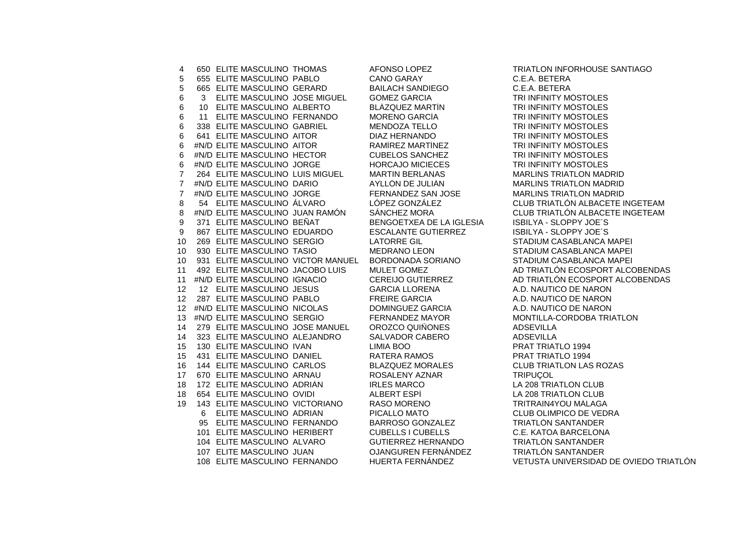| | | | | | |
|---|---|---|---|---|---|
| 4 | 650 | ELITE MASCULINO | THOMAS | AFONSO LOPEZ | TRIATLON INFORHOUSE SANTIAGO |
| 5 | 655 | ELITE MASCULINO | PABLO | CANO GARAY | C.E.A. BETERA |
| 5 | 665 | ELITE MASCULINO | GERARD | BAILACH SANDIEGO | C.E.A. BETERA |
| 6 | 3 | ELITE MASCULINO | JOSE MIGUEL | GOMEZ GARCIA | TRI INFINITY MÒSTOLES |
| 6 | 10 | ELITE MASCULINO | ALBERTO | BLÀZQUEZ MARTÌN | TRI INFINITY MÒSTOLES |
| 6 | 11 | ELITE MASCULINO | FERNANDO | MORENO GARCÌA | TRI INFINITY MÒSTOLES |
| 6 | 338 | ELITE MASCULINO | GABRIEL | MENDOZA TELLO | TRI INFINITY MÒSTOLES |
| 6 | 641 | ELITE MASCULINO | AITOR | DIAZ HERNANDO | TRI INFINITY MÒSTOLES |
| 6 | #N/D | ELITE MASCULINO | AITOR | RAMÌREZ MARTÌNEZ | TRI INFINITY MÒSTOLES |
| 6 | #N/D | ELITE MASCULINO | HECTOR | CUBELOS SANCHEZ | TRI INFINITY MÒSTOLES |
| 6 | #N/D | ELITE MASCULINO | JORGE | HORCAJO MICIECES | TRI INFINITY MÒSTOLES |
| 7 | 264 | ELITE MASCULINO | LUIS MIGUEL | MARTIN BERLANAS | MARLINS TRIATLON MADRID |
| 7 | #N/D | ELITE MASCULINO | DARIO | AYLLÒN DE JULIÀN | MARLINS TRIATLON MADRID |
| 7 | #N/D | ELITE MASCULINO | JORGE | FERNANDEZ SAN JOSE | MARLINS TRIATLON MADRID |
| 8 | 54 | ELITE MASCULINO | ÁLVARO | LÓPEZ GONZÁLEZ | CLUB TRIATLÓN ALBACETE INGETEAM |
| 8 | #N/D | ELITE MASCULINO | JUAN RAMÓN | SÁNCHEZ MORA | CLUB TRIATLÓN ALBACETE INGETEAM |
| 9 | 371 | ELITE MASCULINO | BEÑAT | BENGOETXEA DE LA IGLESIA | ISBILYA - SLOPPY JOE´S |
| 9 | 867 | ELITE MASCULINO | EDUARDO | ESCALANTE GUTIERREZ | ISBILYA - SLOPPY JOE´S |
| 10 | 269 | ELITE MASCULINO | SERGIO | LATORRE GIL | STADIUM CASABLANCA MAPEI |
| 10 | 930 | ELITE MASCULINO | TASIO | MEDRANO LEON | STADIUM CASABLANCA MAPEI |
| 10 | 931 | ELITE MASCULINO | VICTOR MANUEL | BORDONADA SORIANO | STADIUM CASABLANCA MAPEI |
| 11 | 492 | ELITE MASCULINO | JACOBO LUIS | MULET GOMEZ | AD TRIATLÓN ECOSPORT ALCOBENDAS |
| 11 | #N/D | ELITE MASCULINO | IGNACIO | CEREIJO GUTIERREZ | AD TRIATLÓN ECOSPORT ALCOBENDAS |
| 12 | 12 | ELITE MASCULINO | JESUS | GARCIA LLORENA | A.D. NAUTICO DE NARON |
| 12 | 287 | ELITE MASCULINO | PABLO | FREIRE GARCIA | A.D. NAUTICO DE NARON |
| 12 | #N/D | ELITE MASCULINO | NICOLAS | DOMINGUEZ GARCIA | A.D. NAUTICO DE NARON |
| 13 | #N/D | ELITE MASCULINO | SERGIO | FERNANDEZ MAYOR | MONTILLA-CORDOBA TRIATLON |
| 14 | 279 | ELITE MASCULINO | JOSE MANUEL | OROZCO QUIÑONES | ADSEVILLA |
| 14 | 323 | ELITE MASCULINO | ALEJANDRO | SALVADOR CABERO | ADSEVILLA |
| 15 | 130 | ELITE MASCULINO | IVAN | LIMIA BOO | PRAT TRIATLO 1994 |
| 15 | 431 | ELITE MASCULINO | DANIEL | RATERA RAMOS | PRAT TRIATLO 1994 |
| 16 | 144 | ELITE MASCULINO | CARLOS | BLAZQUEZ MORALES | CLUB TRIATLON LAS ROZAS |
| 17 | 670 | ELITE MASCULINO | ARNAU | ROSALENY AZNAR | TRIPUÇOL |
| 18 | 172 | ELITE MASCULINO | ADRIÀN | IRLES MARCO | LA 208 TRIATLON CLUB |
| 18 | 654 | ELITE MASCULINO | OVIDI | ALBERT ESPÌ | LA 208 TRIATLON CLUB |
| 19 | 143 | ELITE MASCULINO | VICTORIANO | RASO MORENO | TRITRAIN4YOU MÀLAGA |
| | 6 | ELITE MASCULINO | ADRIAN | PICALLO MATO | CLUB OLIMPICO DE VEDRA |
| | 95 | ELITE MASCULINO | FERNANDO | BARROSO GONZALEZ | TRIATLÒN SANTANDER |
| | 101 | ELITE MASCULINO | HERIBERT | CUBELLS I CUBELLS | C.E. KATOA BARCELONA |
| | 104 | ELITE MASCULINO | ALVARO | GUTIERREZ HERNANDO | TRIATLÒN SANTANDER |
| | 107 | ELITE MASCULINO | JUAN | OJANGUREN FERNÁNDEZ | TRIATLÓN SANTANDER |
| | 108 | ELITE MASCULINO | FERNANDO | HUERTA FERNÁNDEZ | VETUSTA UNIVERSIDAD DE OVIEDO TRIATLÓN |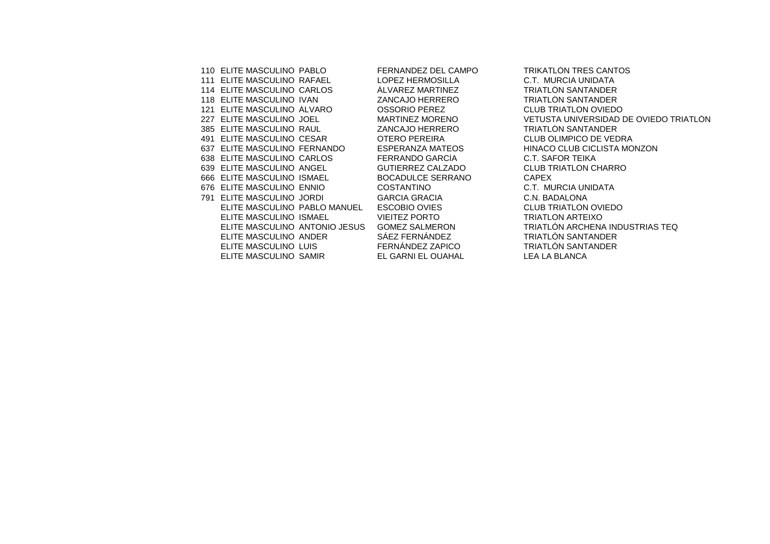| | | | | |
|---|---|---|---|---|
| 110 | ELITE MASCULINO | PABLO | FERNANDEZ DEL CAMPO | TRIKATLÒN TRES CANTOS |
| 111 | ELITE MASCULINO | RAFAEL | LOPEZ HERMOSILLA | C.T. MURCIA UNIDATA |
| 114 | ELITE MASCULINO | CARLOS | ÀLVAREZ MARTINEZ | TRIATLÒN SANTANDER |
| 118 | ELITE MASCULINO | IVAN | ZANCAJO HERRERO | TRIATLÒN SANTANDER |
| 121 | ELITE MASCULINO | ÀLVARO | OSSORIO PÉREZ | CLUB TRIATLON OVIEDO |
| 227 | ELITE MASCULINO | JOEL | MARTINEZ MORENO | VETUSTA UNIVERSIDAD DE OVIEDO TRIATLÒN |
| 385 | ELITE MASCULINO | RAUL | ZANCAJO HERRERO | TRIATLÒN SANTANDER |
| 491 | ELITE MASCULINO | CESAR | OTERO PEREIRA | CLUB OLIMPICO DE VEDRA |
| 637 | ELITE MASCULINO | FERNANDO | ESPERANZA MATEOS | HINACO CLUB CICLISTA MONZON |
| 638 | ELITE MASCULINO | CARLOS | FERRANDO GARCÌA | C.T. SAFOR TEIKA |
| 639 | ELITE MASCULINO | ANGEL | GUTIERREZ CALZADO | CLUB TRIATLON CHARRO |
| 666 | ELITE MASCULINO | ISMAEL | BOCADULCE SERRANO | CAPEX |
| 676 | ELITE MASCULINO | ENNIO | COSTANTINO | C.T. MURCIA UNIDATA |
| 791 | ELITE MASCULINO | JORDI | GARCIA GRACIA | C.N. BADALONA |
| | ELITE MASCULINO | PABLO MANUEL | ESCOBIO OVIES | CLUB TRIATLON OVIEDO |
| | ELITE MASCULINO | ISMAEL | VIEITEZ PORTO | TRIATLON ARTEIXO |
| | ELITE MASCULINO | ANTONIO JESUS | GOMEZ SALMERON | TRIATLÓN ARCHENA INDUSTRIAS TEQ |
| | ELITE MASCULINO | ANDER | SÁEZ FERNÁNDEZ | TRIATLÓN SANTANDER |
| | ELITE MASCULINO | LUIS | FERNÁNDEZ ZAPICO | TRIATLÓN SANTANDER |
| | ELITE MASCULINO | SAMIR | EL GARNI EL OUAHAL | LEA LA BLANCA |